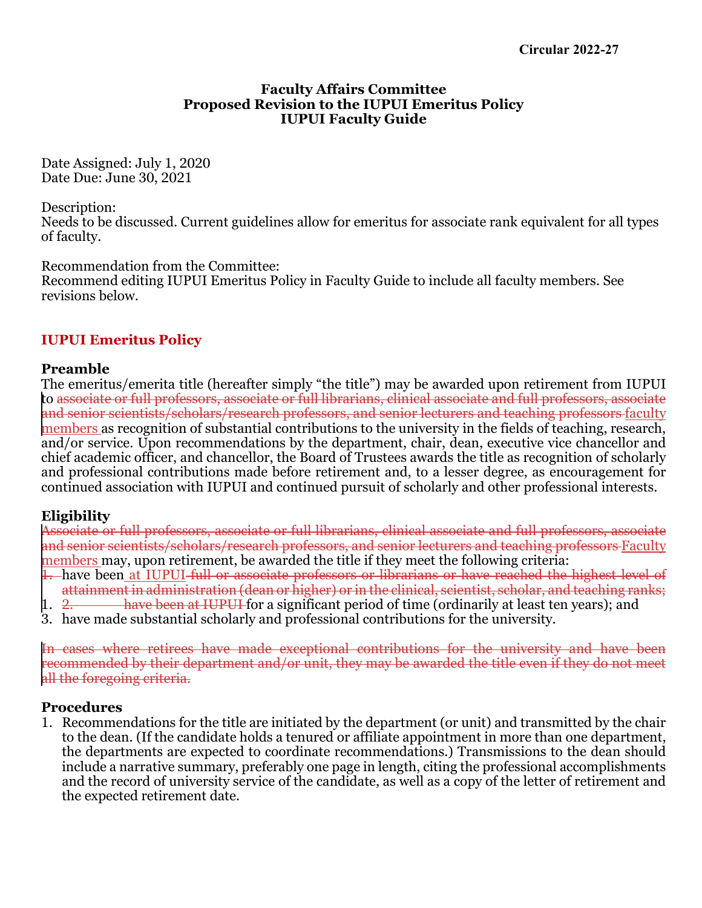**Circular 2022-27**

**Faculty Affairs Committee**
**Proposed Revision to the IUPUI Emeritus Policy**
**IUPUI Faculty Guide**

Date Assigned: July 1, 2020
Date Due: June 30, 2021

Description:
Needs to be discussed. Current guidelines allow for emeritus for associate rank equivalent for all types of faculty.

Recommendation from the Committee:
Recommend editing IUPUI Emeritus Policy in Faculty Guide to include all faculty members. See revisions below.

## IUPUI Emeritus Policy

### Preamble

The emeritus/emerita title (hereafter simply "the title") may be awarded upon retirement from IUPUI to ~~associate or full professors, associate or full librarians, clinical associate and full professors, associate and senior scientists/scholars/research professors, and senior lecturers and teaching professors~~ faculty members as recognition of substantial contributions to the university in the fields of teaching, research, and/or service. Upon recommendations by the department, chair, dean, executive vice chancellor and chief academic officer, and chancellor, the Board of Trustees awards the title as recognition of scholarly and professional contributions made before retirement and, to a lesser degree, as encouragement for continued association with IUPUI and continued pursuit of scholarly and other professional interests.

### Eligibility

~~Associate or full professors, associate or full librarians, clinical associate and full professors, associate and senior scientists/scholars/research professors, and senior lecturers and teaching professors~~ Faculty members may, upon retirement, be awarded the title if they meet the following criteria:

~~1.~~ have been at IUPUI ~~full or associate professors or librarians or have reached the highest level of attainment in administration (dean or higher) or in the clinical, scientist, scholar, and teaching ranks;~~

1. ~~2. have been at IUPUI~~ for a significant period of time (ordinarily at least ten years); and
3. have made substantial scholarly and professional contributions for the university.

~~In cases where retirees have made exceptional contributions for the university and have been recommended by their department and/or unit, they may be awarded the title even if they do not meet all the foregoing criteria.~~

### Procedures

1. Recommendations for the title are initiated by the department (or unit) and transmitted by the chair to the dean. (If the candidate holds a tenured or affiliate appointment in more than one department, the departments are expected to coordinate recommendations.) Transmissions to the dean should include a narrative summary, preferably one page in length, citing the professional accomplishments and the record of university service of the candidate, as well as a copy of the letter of retirement and the expected retirement date.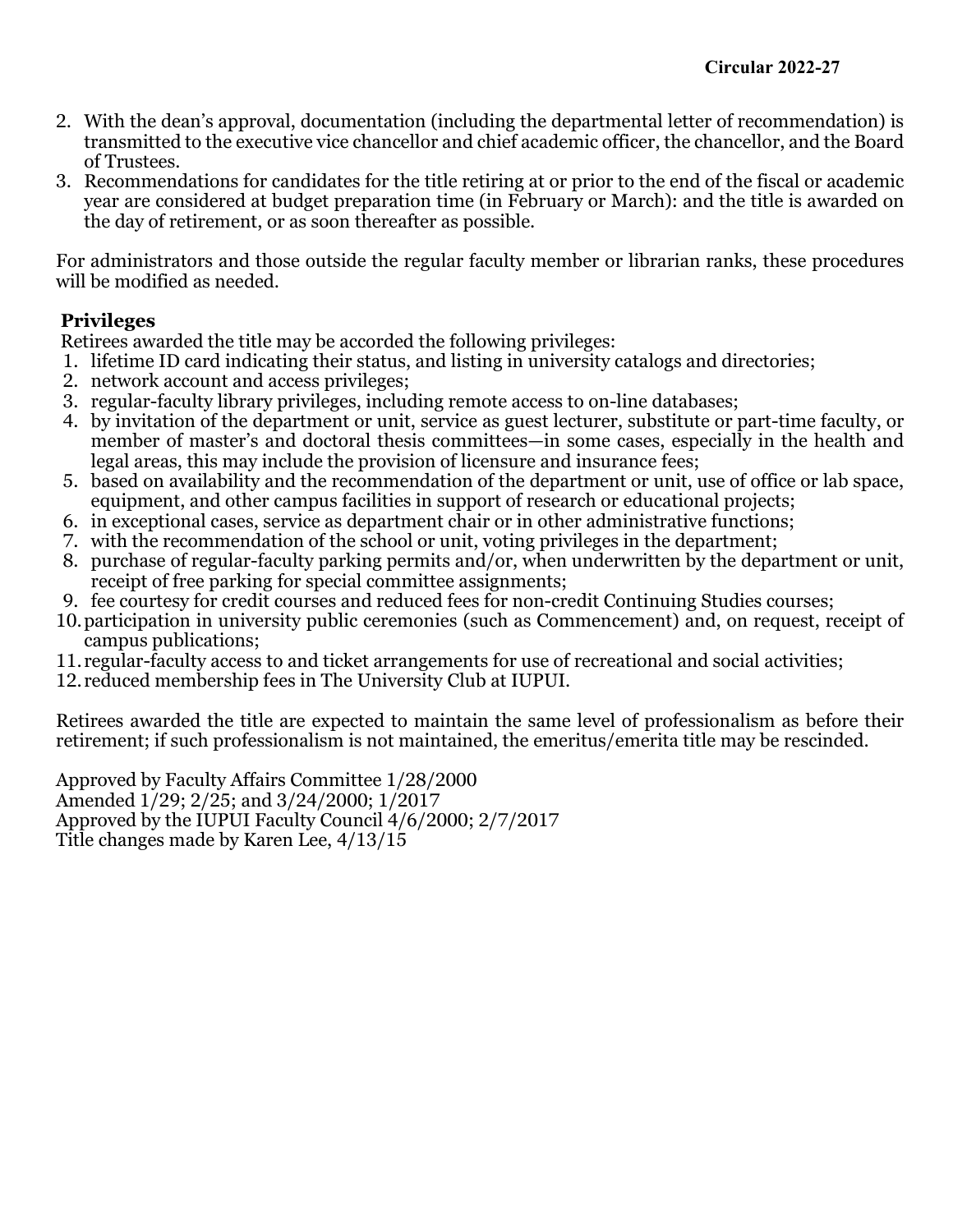2. With the dean's approval, documentation (including the departmental letter of recommendation) is transmitted to the executive vice chancellor and chief academic officer, the chancellor, and the Board of Trustees.
3. Recommendations for candidates for the title retiring at or prior to the end of the fiscal or academic year are considered at budget preparation time (in February or March): and the title is awarded on the day of retirement, or as soon thereafter as possible.

For administrators and those outside the regular faculty member or librarian ranks, these procedures will be modified as needed.

**Privileges**

Retirees awarded the title may be accorded the following privileges:

1. lifetime ID card indicating their status, and listing in university catalogs and directories;
2. network account and access privileges;
3. regular-faculty library privileges, including remote access to on-line databases;
4. by invitation of the department or unit, service as guest lecturer, substitute or part-time faculty, or member of master's and doctoral thesis committees—in some cases, especially in the health and legal areas, this may include the provision of licensure and insurance fees;
5. based on availability and the recommendation of the department or unit, use of office or lab space, equipment, and other campus facilities in support of research or educational projects;
6. in exceptional cases, service as department chair or in other administrative functions;
7. with the recommendation of the school or unit, voting privileges in the department;
8. purchase of regular-faculty parking permits and/or, when underwritten by the department or unit, receipt of free parking for special committee assignments;
9. fee courtesy for credit courses and reduced fees for non-credit Continuing Studies courses;
10. participation in university public ceremonies (such as Commencement) and, on request, receipt of campus publications;
11. regular-faculty access to and ticket arrangements for use of recreational and social activities;
12. reduced membership fees in The University Club at IUPUI.

Retirees awarded the title are expected to maintain the same level of professionalism as before their retirement; if such professionalism is not maintained, the emeritus/emerita title may be rescinded.

Approved by Faculty Affairs Committee 1/28/2000
Amended 1/29; 2/25; and 3/24/2000; 1/2017
Approved by the IUPUI Faculty Council 4/6/2000; 2/7/2017
Title changes made by Karen Lee, 4/13/15